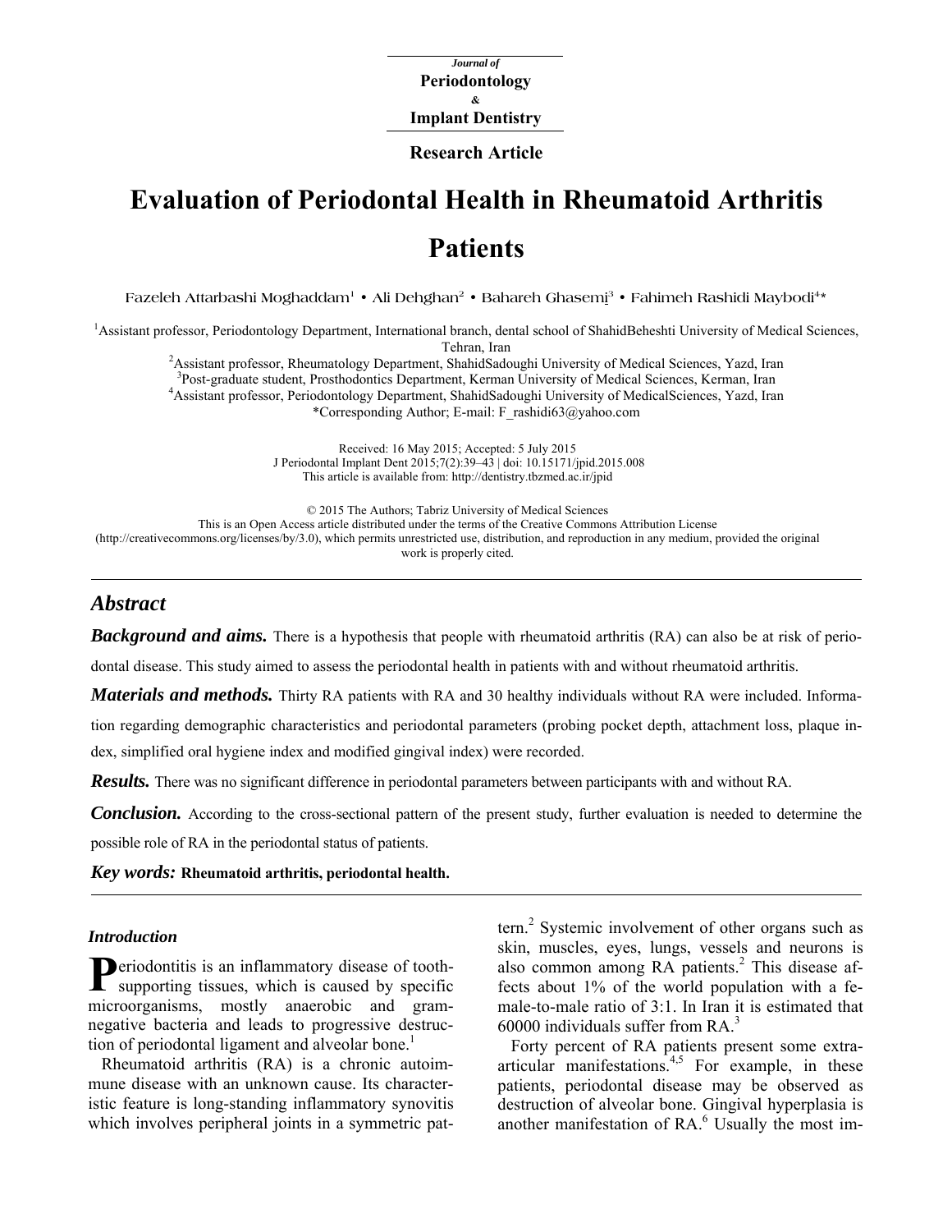Journal of
**Periodontology**
&
**Implant Dentistry**

**Research Article**

# Evaluation of Periodontal Health in Rheumatoid Arthritis Patients

Fazeleh Attarbashi Moghaddam[1] • Ali Dehghan[2] • Bahareh Ghasemi[3] • Fahimeh Rashidi Maybodi[4]*

[1]Assistant professor, Periodontology Department, International branch, dental school of ShahidBeheshti University of Medical Sciences, Tehran, Iran
[2]Assistant professor, Rheumatology Department, ShahidSadoughi University of Medical Sciences, Yazd, Iran
[3]Post-graduate student, Prosthodontics Department, Kerman University of Medical Sciences, Kerman, Iran
[4]Assistant professor, Periodontology Department, ShahidSadoughi University of MedicalSciences, Yazd, Iran
*Corresponding Author; E-mail: F_rashidi63@yahoo.com

Received: 16 May 2015; Accepted: 5 July 2015
J Periodontal Implant Dent 2015;7(2):39–43 | doi: 10.15171/jpid.2015.008
This article is available from: http://dentistry.tbzmed.ac.ir/jpid

© 2015 The Authors; Tabriz University of Medical Sciences
This is an Open Access article distributed under the terms of the Creative Commons Attribution License (http://creativecommons.org/licenses/by/3.0), which permits unrestricted use, distribution, and reproduction in any medium, provided the original work is properly cited.

## *Abstract*

***Background and aims.*** There is a hypothesis that people with rheumatoid arthritis (RA) can also be at risk of periodontal disease. This study aimed to assess the periodontal health in patients with and without rheumatoid arthritis.

***Materials and methods.*** Thirty RA patients with RA and 30 healthy individuals without RA were included. Information regarding demographic characteristics and periodontal parameters (probing pocket depth, attachment loss, plaque index, simplified oral hygiene index and modified gingival index) were recorded.

***Results.*** There was no significant difference in periodontal parameters between participants with and without RA.

***Conclusion.*** According to the cross-sectional pattern of the present study, further evaluation is needed to determine the possible role of RA in the periodontal status of patients.

***Key words:*** **Rheumatoid arthritis, periodontal health.**

### *Introduction*

Periodontitis is an inflammatory disease of tooth-supporting tissues, which is caused by specific microorganisms, mostly anaerobic and gram-negative bacteria and leads to progressive destruction of periodontal ligament and alveolar bone.[1]

Rheumatoid arthritis (RA) is a chronic autoimmune disease with an unknown cause. Its characteristic feature is long-standing inflammatory synovitis which involves peripheral joints in a symmetric pattern.[2] Systemic involvement of other organs such as skin, muscles, eyes, lungs, vessels and neurons is also common among RA patients.[2] This disease affects about 1% of the world population with a female-to-male ratio of 3:1. In Iran it is estimated that 60000 individuals suffer from RA.[3]

Forty percent of RA patients present some extra-articular manifestations.[4,5] For example, in these patients, periodontal disease may be observed as destruction of alveolar bone. Gingival hyperplasia is another manifestation of RA.[6] Usually the most im-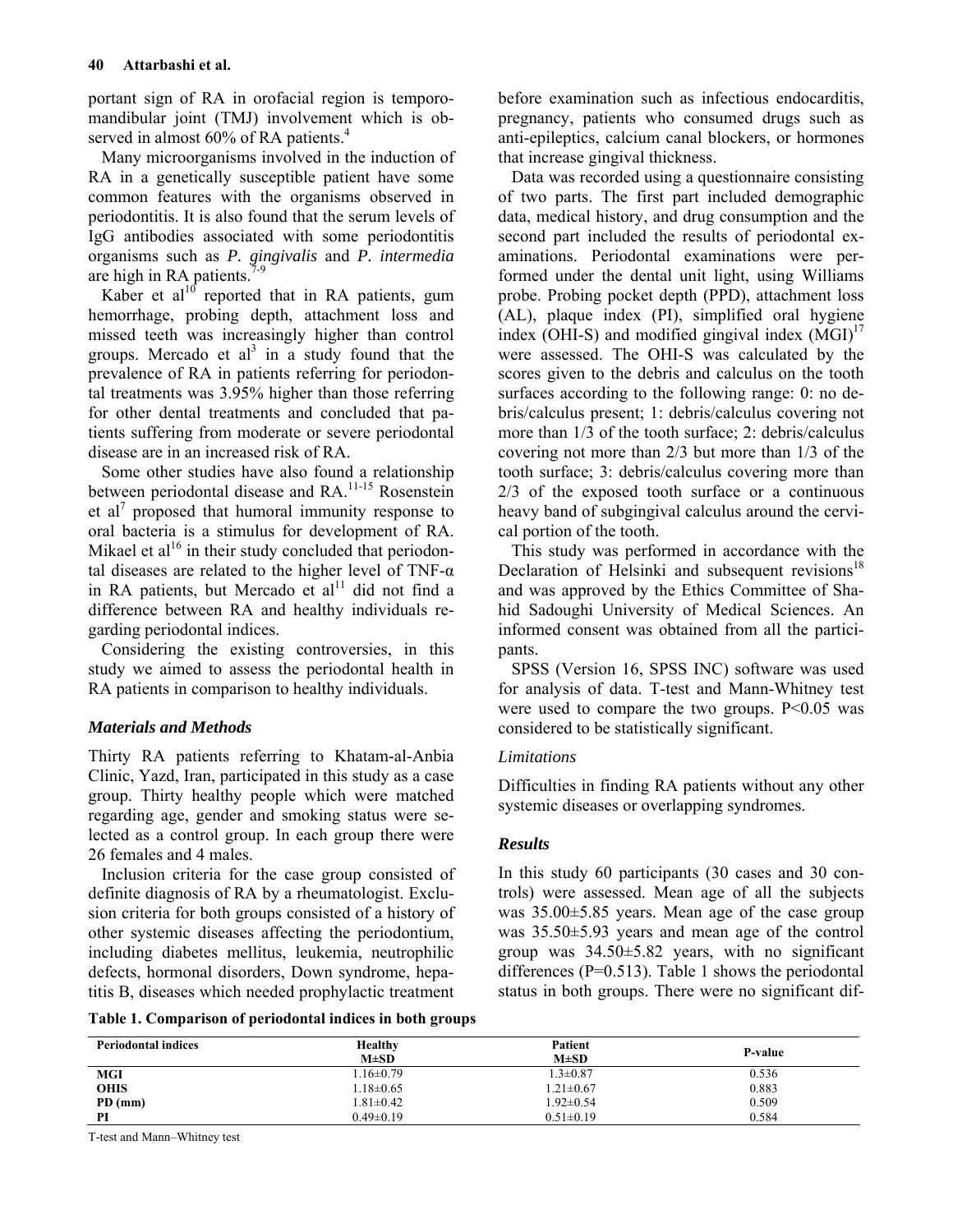portant sign of RA in orofacial region is temporomandibular joint (TMJ) involvement which is observed in almost 60% of RA patients.[4]

Many microorganisms involved in the induction of RA in a genetically susceptible patient have some common features with the organisms observed in periodontitis. It is also found that the serum levels of IgG antibodies associated with some periodontitis organisms such as *P. gingivalis* and *P. intermedia* are high in RA patients.[7-9]

Kaber et al[10] reported that in RA patients, gum hemorrhage, probing depth, attachment loss and missed teeth was increasingly higher than control groups. Mercado et al[3] in a study found that the prevalence of RA in patients referring for periodontal treatments was 3.95% higher than those referring for other dental treatments and concluded that patients suffering from moderate or severe periodontal disease are in an increased risk of RA.

Some other studies have also found a relationship between periodontal disease and RA.[11-15] Rosenstein et al[7] proposed that humoral immunity response to oral bacteria is a stimulus for development of RA. Mikael et al[16] in their study concluded that periodontal diseases are related to the higher level of TNF-α in RA patients, but Mercado et al[11] did not find a difference between RA and healthy individuals regarding periodontal indices.

Considering the existing controversies, in this study we aimed to assess the periodontal health in RA patients in comparison to healthy individuals.

## *Materials and Methods*

Thirty RA patients referring to Khatam-al-Anbia Clinic, Yazd, Iran, participated in this study as a case group. Thirty healthy people which were matched regarding age, gender and smoking status were selected as a control group. In each group there were 26 females and 4 males.

Inclusion criteria for the case group consisted of definite diagnosis of RA by a rheumatologist. Exclusion criteria for both groups consisted of a history of other systemic diseases affecting the periodontium, including diabetes mellitus, leukemia, neutrophilic defects, hormonal disorders, Down syndrome, hepatitis B, diseases which needed prophylactic treatment before examination such as infectious endocarditis, pregnancy, patients who consumed drugs such as anti-epileptics, calcium canal blockers, or hormones that increase gingival thickness.

Data was recorded using a questionnaire consisting of two parts. The first part included demographic data, medical history, and drug consumption and the second part included the results of periodontal examinations. Periodontal examinations were performed under the dental unit light, using Williams probe. Probing pocket depth (PPD), attachment loss (AL), plaque index (PI), simplified oral hygiene index (OHI-S) and modified gingival index (MGI)[17] were assessed. The OHI-S was calculated by the scores given to the debris and calculus on the tooth surfaces according to the following range: 0: no debris/calculus present; 1: debris/calculus covering not more than 1/3 of the tooth surface; 2: debris/calculus covering not more than 2/3 but more than 1/3 of the tooth surface; 3: debris/calculus covering more than 2/3 of the exposed tooth surface or a continuous heavy band of subgingival calculus around the cervical portion of the tooth.

This study was performed in accordance with the Declaration of Helsinki and subsequent revisions[18] and was approved by the Ethics Committee of Shahid Sadoughi University of Medical Sciences. An informed consent was obtained from all the participants.

SPSS (Version 16, SPSS INC) software was used for analysis of data. T-test and Mann-Whitney test were used to compare the two groups. P<0.05 was considered to be statistically significant.

### *Limitations*

Difficulties in finding RA patients without any other systemic diseases or overlapping syndromes.

## *Results*

In this study 60 participants (30 cases and 30 controls) were assessed. Mean age of all the subjects was 35.00±5.85 years. Mean age of the case group was 35.50±5.93 years and mean age of the control group was 34.50±5.82 years, with no significant differences (P=0.513). Table 1 shows the periodontal status in both groups. There were no significant dif-

**Table 1. Comparison of periodontal indices in both groups**

| Periodontal indices | Healthy M±SD | Patient M±SD | P-value |
|---|---|---|---|
| MGI | 1.16±0.79 | 1.3±0.87 | 0.536 |
| OHIS | 1.18±0.65 | 1.21±0.67 | 0.883 |
| PD (mm) | 1.81±0.42 | 1.92±0.54 | 0.509 |
| PI | 0.49±0.19 | 0.51±0.19 | 0.584 |

T-test and Mann–Whitney test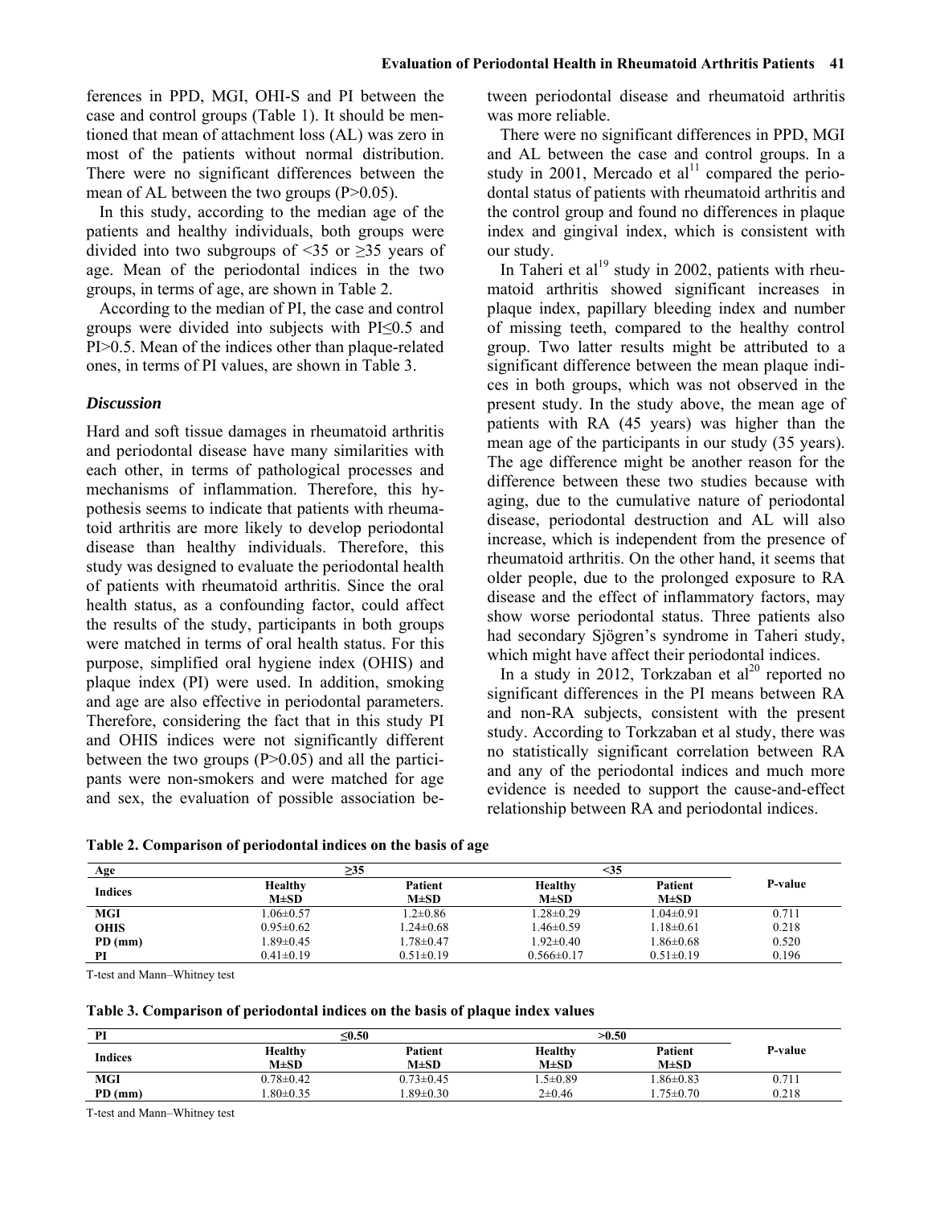ferences in PPD, MGI, OHI-S and PI between the case and control groups (Table 1). It should be mentioned that mean of attachment loss (AL) was zero in most of the patients without normal distribution. There were no significant differences between the mean of AL between the two groups (P>0.05).

In this study, according to the median age of the patients and healthy individuals, both groups were divided into two subgroups of <35 or ≥35 years of age. Mean of the periodontal indices in the two groups, in terms of age, are shown in Table 2.

According to the median of PI, the case and control groups were divided into subjects with PI≤0.5 and PI>0.5. Mean of the indices other than plaque-related ones, in terms of PI values, are shown in Table 3.

### *Discussion*

Hard and soft tissue damages in rheumatoid arthritis and periodontal disease have many similarities with each other, in terms of pathological processes and mechanisms of inflammation. Therefore, this hypothesis seems to indicate that patients with rheumatoid arthritis are more likely to develop periodontal disease than healthy individuals. Therefore, this study was designed to evaluate the periodontal health of patients with rheumatoid arthritis. Since the oral health status, as a confounding factor, could affect the results of the study, participants in both groups were matched in terms of oral health status. For this purpose, simplified oral hygiene index (OHIS) and plaque index (PI) were used. In addition, smoking and age are also effective in periodontal parameters. Therefore, considering the fact that in this study PI and OHIS indices were not significantly different between the two groups (P>0.05) and all the participants were non-smokers and were matched for age and sex, the evaluation of possible association between periodontal disease and rheumatoid arthritis was more reliable.

There were no significant differences in PPD, MGI and AL between the case and control groups. In a study in 2001, Mercado et al[11] compared the periodontal status of patients with rheumatoid arthritis and the control group and found no differences in plaque index and gingival index, which is consistent with our study.

In Taheri et al[19] study in 2002, patients with rheumatoid arthritis showed significant increases in plaque index, papillary bleeding index and number of missing teeth, compared to the healthy control group. Two latter results might be attributed to a significant difference between the mean plaque indices in both groups, which was not observed in the present study. In the study above, the mean age of patients with RA (45 years) was higher than the mean age of the participants in our study (35 years). The age difference might be another reason for the difference between these two studies because with aging, due to the cumulative nature of periodontal disease, periodontal destruction and AL will also increase, which is independent from the presence of rheumatoid arthritis. On the other hand, it seems that older people, due to the prolonged exposure to RA disease and the effect of inflammatory factors, may show worse periodontal status. Three patients also had secondary Sjögren's syndrome in Taheri study, which might have affect their periodontal indices.

In a study in 2012, Torkzaban et al[20] reported no significant differences in the PI means between RA and non-RA subjects, consistent with the present study. According to Torkzaban et al study, there was no statistically significant correlation between RA and any of the periodontal indices and much more evidence is needed to support the cause-and-effect relationship between RA and periodontal indices.

**Table 2. Comparison of periodontal indices on the basis of age**

| Age | ≥35 | | <35 | | |
|---|---|---|---|---|---|
| **Indices** | **Healthy M±SD** | **Patient M±SD** | **Healthy M±SD** | **Patient M±SD** | **P-value** |
| **MGI** | 1.06±0.57 | 1.2±0.86 | 1.28±0.29 | 1.04±0.91 | 0.711 |
| **OHIS** | 0.95±0.62 | 1.24±0.68 | 1.46±0.59 | 1.18±0.61 | 0.218 |
| **PD (mm)** | 1.89±0.45 | 1.78±0.47 | 1.92±0.40 | 1.86±0.68 | 0.520 |
| **PI** | 0.41±0.19 | 0.51±0.19 | 0.566±0.17 | 0.51±0.19 | 0.196 |

T-test and Mann–Whitney test

**Table 3. Comparison of periodontal indices on the basis of plaque index values**

| PI | ≤0.50 | | >0.50 | | |
|---|---|---|---|---|---|
| **Indices** | **Healthy M±SD** | **Patient M±SD** | **Healthy M±SD** | **Patient M±SD** | **P-value** |
| **MGI** | 0.78±0.42 | 0.73±0.45 | 1.5±0.89 | 1.86±0.83 | 0.711 |
| **PD (mm)** | 1.80±0.35 | 1.89±0.30 | 2±0.46 | 1.75±0.70 | 0.218 |

T-test and Mann–Whitney test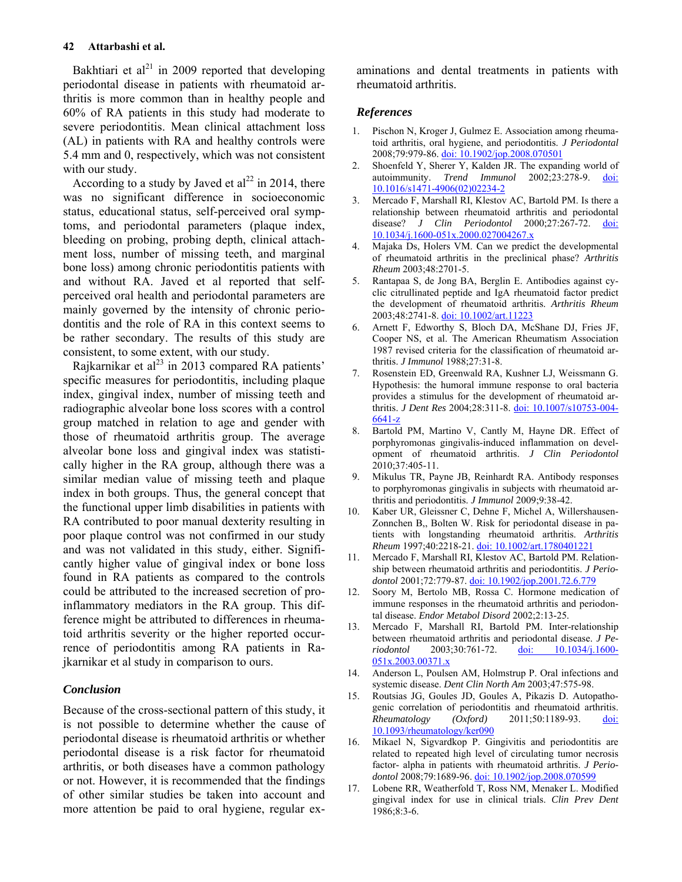Bakhtiari et al[21] in 2009 reported that developing periodontal disease in patients with rheumatoid arthritis is more common than in healthy people and 60% of RA patients in this study had moderate to severe periodontitis. Mean clinical attachment loss (AL) in patients with RA and healthy controls were 5.4 mm and 0, respectively, which was not consistent with our study.

According to a study by Javed et al[22] in 2014, there was no significant difference in socioeconomic status, educational status, self-perceived oral symptoms, and periodontal parameters (plaque index, bleeding on probing, probing depth, clinical attachment loss, number of missing teeth, and marginal bone loss) among chronic periodontitis patients with and without RA. Javed et al reported that self-perceived oral health and periodontal parameters are mainly governed by the intensity of chronic periodontitis and the role of RA in this context seems to be rather secondary. The results of this study are consistent, to some extent, with our study.

Rajkarnikar et al[23] in 2013 compared RA patients' specific measures for periodontitis, including plaque index, gingival index, number of missing teeth and radiographic alveolar bone loss scores with a control group matched in relation to age and gender with those of rheumatoid arthritis group. The average alveolar bone loss and gingival index was statistically higher in the RA group, although there was a similar median value of missing teeth and plaque index in both groups. Thus, the general concept that the functional upper limb disabilities in patients with RA contributed to poor manual dexterity resulting in poor plaque control was not confirmed in our study and was not validated in this study, either. Significantly higher value of gingival index or bone loss found in RA patients as compared to the controls could be attributed to the increased secretion of pro-inflammatory mediators in the RA group. This difference might be attributed to differences in rheumatoid arthritis severity or the higher reported occurrence of periodontitis among RA patients in Rajkarnikar et al study in comparison to ours.

## Conclusion

Because of the cross-sectional pattern of this study, it is not possible to determine whether the cause of periodontal disease is rheumatoid arthritis or whether periodontal disease is a risk factor for rheumatoid arthritis, or both diseases have a common pathology or not. However, it is recommended that the findings of other similar studies be taken into account and more attention be paid to oral hygiene, regular examinations and dental treatments in patients with rheumatoid arthritis.

## References

1. Pischon N, Kroger J, Gulmez E. Association among rheumatoid arthritis, oral hygiene, and periodontitis. *J Periodontal* 2008;79:979-86. doi: 10.1902/jop.2008.070501
2. Shoenfeld Y, Sherer Y, Kalden JR. The expanding world of autoimmunity. *Trend Immunol* 2002;23:278-9. doi: 10.1016/s1471-4906(02)02234-2
3. Mercado F, Marshall RI, Klestov AC, Bartold PM. Is there a relationship between rheumatoid arthritis and periodontal disease? *J Clin Periodontol* 2000;27:267-72. doi: 10.1034/j.1600-051x.2000.027004267.x
4. Majaka Ds, Holers VM. Can we predict the developmental of rheumatoid arthritis in the preclinical phase? *Arthritis Rheum* 2003;48:2701-5.
5. Rantapaa S, de Jong BA, Berglin E. Antibodies against cyclic citrullinated peptide and IgA rheumatoid factor predict the development of rheumatoid arthritis. *Arthritis Rheum* 2003;48:2741-8. doi: 10.1002/art.11223
6. Arnett F, Edworthy S, Bloch DA, McShane DJ, Fries JF, Cooper NS, et al. The American Rheumatism Association 1987 revised criteria for the classification of rheumatoid arthritis. *J Immunol* 1988;27:31-8.
7. Rosenstein ED, Greenwald RA, Kushner LJ, Weissmann G. Hypothesis: the humoral immune response to oral bacteria provides a stimulus for the development of rheumatoid arthritis. *J Dent Res* 2004;28:311-8. doi: 10.1007/s10753-004-6641-z
8. Bartold PM, Martino V, Cantly M, Hayne DR. Effect of porphyromonas gingivalis-induced inflammation on development of rheumatoid arthritis. *J Clin Periodontol* 2010;37:405-11.
9. Mikulus TR, Payne JB, Reinhardt RA. Antibody responses to porphyromonas gingivalis in subjects with rheumatoid arthritis and periodontitis. *J Immunol* 2009;9:38-42.
10. Kaber UR, Gleissner C, Dehne F, Michel A, Willershausen-Zonnchen B,, Bolten W. Risk for periodontal disease in patients with longstanding rheumatoid arthritis. *Arthritis Rheum* 1997;40:2218-21. doi: 10.1002/art.1780401221
11. Mercado F, Marshall RI, Klestov AC, Bartold PM. Relationship between rheumatoid arthritis and periodontitis. *J Periodontol* 2001;72:779-87. doi: 10.1902/jop.2001.72.6.779
12. Soory M, Bertolo MB, Rossa C. Hormone medication of immune responses in the rheumatoid arthritis and periodontal disease. *Endor Metabol Disord* 2002;2:13-25.
13. Mercado F, Marshall RI, Bartold PM. Inter-relationship between rheumatoid arthritis and periodontal disease. *J Periodontol* 2003;30:761-72. doi: 10.1034/j.1600-051x.2003.00371.x
14. Anderson L, Poulsen AM, Holmstrup P. Oral infections and systemic disease. *Dent Clin North Am* 2003;47:575-98.
15. Routsias JG, Goules JD, Goules A, Pikazis D. Autopathogenic correlation of periodontitis and rheumatoid arthritis. *Rheumatology (Oxford)* 2011;50:1189-93. doi: 10.1093/rheumatology/ker090
16. Mikael N, Sigvardkop P. Gingivitis and periodontitis are related to repeated high level of circulating tumor necrosis factor- alpha in patients with rheumatoid arthritis. *J Periodontol* 2008;79:1689-96. doi: 10.1902/jop.2008.070599
17. Lobene RR, Weatherfold T, Ross NM, Menaker L. Modified gingival index for use in clinical trials. *Clin Prev Dent* 1986;8:3-6.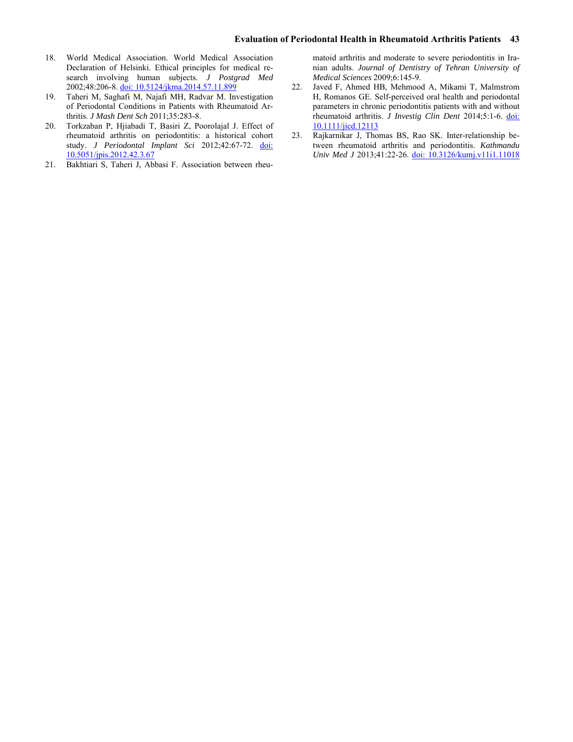18. World Medical Association. World Medical Association Declaration of Helsinki. Ethical principles for medical research involving human subjects. *J Postgrad Med* 2002;48:206-8. doi: 10.5124/jkma.2014.57.11.899
19. Taheri M, Saghafi M, Najafi MH, Radvar M. Investigation of Periodontal Conditions in Patients with Rheumatoid Arthritis. *J Mash Dent Sch* 2011;35:283-8.
20. Torkzaban P, Hjiabadi T, Basiri Z, Poorolajal J. Effect of rheumatoid arthritis on periodontitis: a historical cohort study. *J Periodontal Implant Sci* 2012;42:67-72. doi: 10.5051/jpis.2012.42.3.67
21. Bakhtiari S, Taheri J, Abbasi F. Association between rheumatoid arthritis and moderate to severe periodontitis in Iranian adults. *Journal of Dentistry of Tehran University of Medical Sciences* 2009;6:145-9.
22. Javed F, Ahmed HB, Mehmood A, Mikami T, Malmstrom H, Romanos GE. Self-perceived oral health and periodontal parameters in chronic periodontitis patients with and without rheumatoid arthritis. *J Investig Clin Dent* 2014;5:1-6. doi: 10.1111/jicd.12113
23. Rajkarnikar J, Thomas BS, Rao SK. Inter-relationship between rheumatoid arthritis and periodontitis. *Kathmandu Univ Med J* 2013;41:22-26. doi: 10.3126/kumj.v11i1.11018